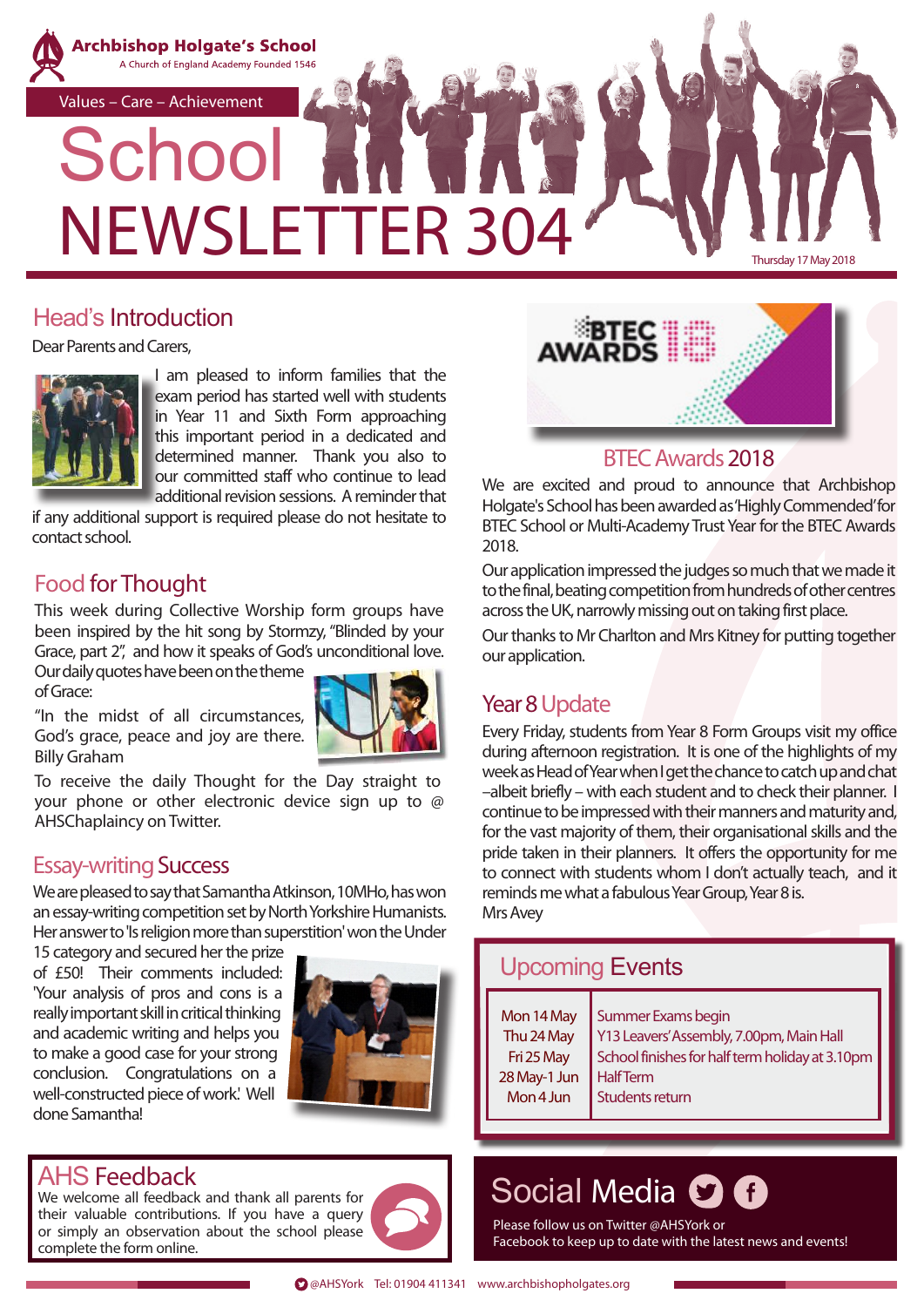# Archbishop Holgate's School

A Church of England Academy Founded 1546

Values – Care – Achievement

# School NEWSLETTER 304

Thursday 17 May 2018

## Head's Introduction

Dear Parents and Carers,

I am pleased to inform families that the exam period has started well with students in Year 11 and Sixth Form approaching this important period in a dedicated and determined manner. Thank you also to our committed staff who continue to lead additional revision sessions. A reminder that if any additional support is required please do not hesitate to contact school.

## Food for Thought

This week during Collective Worship form groups have been inspired by the hit song by Stormzy, "Blinded by your Grace, part 2", and how it speaks of God's unconditional love. Our daily quotes have been on the theme of Grace:

"In the midst of all circumstances, God's grace, peace and joy are there. Billy Graham

To receive the daily Thought for the Day straight to your phone or other electronic device sign up to @ AHSChaplaincy on Twitter.

## Essay-writing Success

We are pleased to say that Samantha Atkinson, 10MHo, has won an essay-writing competition set by North Yorkshire Humanists. Her answer to 'Is religion more than superstition' won the Under 15 category and secured her the prize of £50! Their comments included: 'Your analysis of pros and cons is a really important skill in critical thinking and academic writing and helps you to make a good case for your strong conclusion. Congratulations on a well-constructed piece of work.' Well done Samantha!

## AHS Feedback

We welcome all feedback and thank all parents for their valuable contributions. If you have a query or simply an observation about the school please complete the form online.

## BTEC Awards 2018

We are excited and proud to announce that Archbishop Holgate's School has been awarded as 'Highly Commended' for BTEC School or Multi-Academy Trust Year for the BTEC Awards 2018.

Our application impressed the judges so much that we made it to the final, beating competition from hundreds of other centres across the UK, narrowly missing out on taking first place.

Our thanks to Mr Charlton and Mrs Kitney for putting together our application.

## Year 8 Update

Every Friday, students from Year 8 Form Groups visit my office during afternoon registration. It is one of the highlights of my week as Head of Year when I get the chance to catch up and chat –albeit briefly – with each student and to check their planner. I continue to be impressed with their manners and maturity and, for the vast majority of them, their organisational skills and the pride taken in their planners. It offers the opportunity for me to connect with students whom I don't actually teach, and it reminds me what a fabulous Year Group, Year 8 is.

Mrs Avey

## Upcoming Events

| | |
|---|---|
| Mon 14 May | Summer Exams begin |
| Thu 24 May | Y13 Leavers' Assembly, 7.00pm, Main Hall |
| Fri 25 May | School finishes for half term holiday at 3.10pm |
| 28 May-1 Jun | Half Term |
| Mon 4 Jun | Students return |

## Social Media

Please follow us on Twitter @AHSYork or Facebook to keep up to date with the latest news and events!

@AHSYork Tel: 01904 411341 www.archbishopholgates.org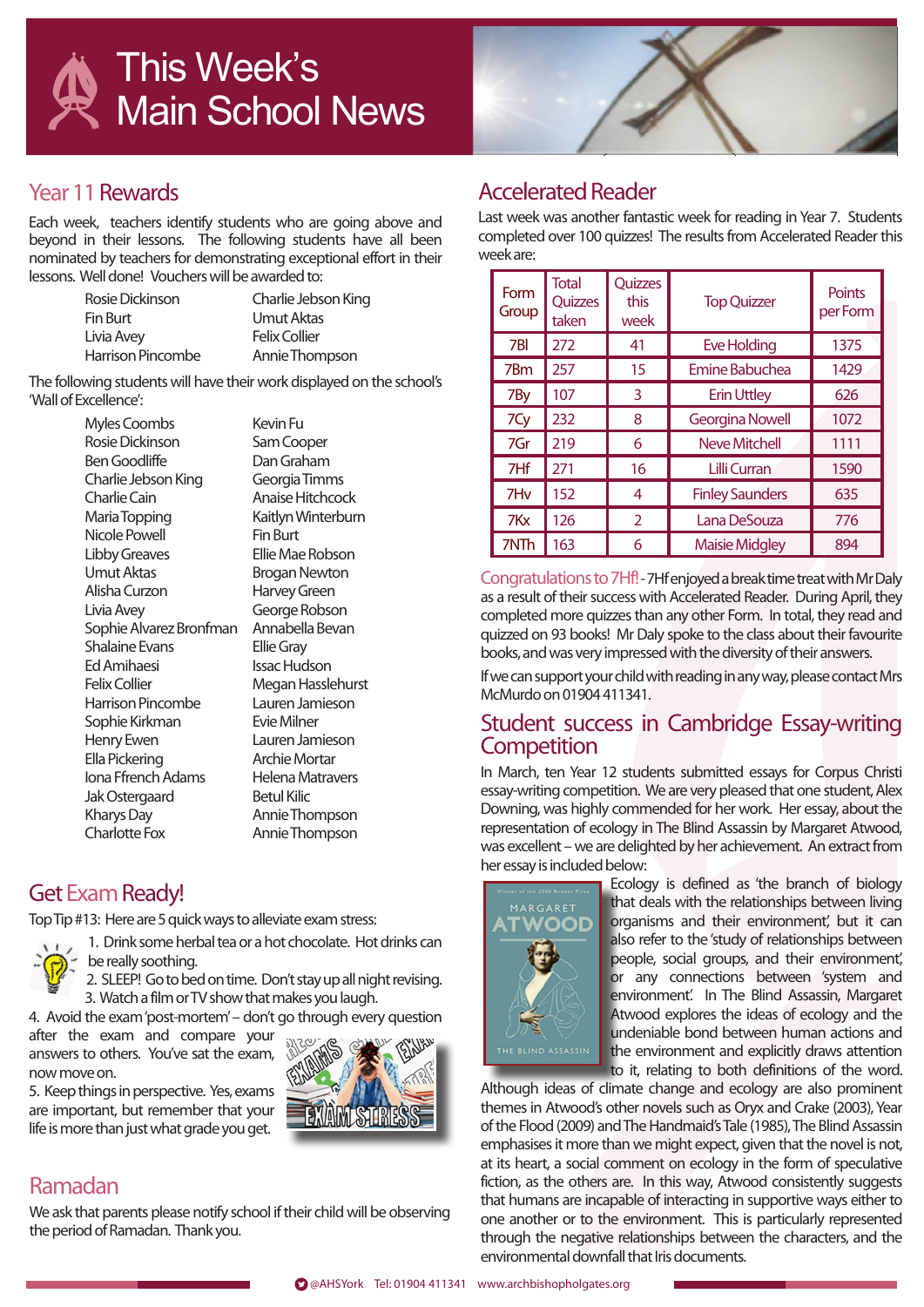# This Week's Main School News

## Year 11 Rewards

Each week, teachers identify students who are going above and beyond in their lessons. The following students have all been nominated by teachers for demonstrating exceptional effort in their lessons. Well done! Vouchers will be awarded to:

- Rosie Dickinson
- Fin Burt
- Livia Avey
- Harrison Pincombe
- Charlie Jebson King
- Umut Aktas
- Felix Collier
- Annie Thompson

The following students will have their work displayed on the school's 'Wall of Excellence':

- Myles Coombs
- Rosie Dickinson
- Ben Goodliffe
- Charlie Jebson King
- Charlie Cain
- Maria Topping
- Nicole Powell
- Libby Greaves
- Umut Aktas
- Alisha Curzon
- Livia Avey
- Sophie Alvarez Bronfman
- Shalaine Evans
- Ed Amihaesi
- Felix Collier
- Harrison Pincombe
- Sophie Kirkman
- Henry Ewen
- Ella Pickering
- Iona Ffrench Adams
- Jak Ostergaard
- Kharys Day
- Charlotte Fox
- Kevin Fu
- Sam Cooper
- Dan Graham
- Georgia Timms
- Anaise Hitchcock
- Kaitlyn Winterburn
- Fin Burt
- Ellie Mae Robson
- Brogan Newton
- Harvey Green
- George Robson
- Annabella Bevan
- Ellie Gray
- Issac Hudson
- Megan Hasslehurst
- Lauren Jamieson
- Evie Milner
- Lauren Jamieson
- Archie Mortar
- Helena Matravers
- Betul Kilic
- Annie Thompson
- Annie Thompson

## Get Exam Ready!

Top Tip #13: Here are 5 quick ways to alleviate exam stress:

1. Drink some herbal tea or a hot chocolate. Hot drinks can be really soothing.
2. SLEEP! Go to bed on time. Don't stay up all night revising.
3. Watch a film or TV show that makes you laugh.
4. Avoid the exam 'post-mortem' – don't go through every question after the exam and compare your answers to others. You've sat the exam, now move on.
5. Keep things in perspective. Yes, exams are important, but remember that your life is more than just what grade you get.

## Ramadan

We ask that parents please notify school if their child will be observing the period of Ramadan. Thank you.

## Accelerated Reader

Last week was another fantastic week for reading in Year 7. Students completed over 100 quizzes! The results from Accelerated Reader this week are:

| Form Group | Total Quizzes taken | Quizzes this week | Top Quizzer | Points per Form |
|---|---|---|---|---|
| 7Bl | 272 | 41 | Eve Holding | 1375 |
| 7Bm | 257 | 15 | Emine Babuchea | 1429 |
| 7By | 107 | 3 | Erin Uttley | 626 |
| 7Cy | 232 | 8 | Georgina Nowell | 1072 |
| 7Gr | 219 | 6 | Neve Mitchell | 1111 |
| 7Hf | 271 | 16 | Lilli Curran | 1590 |
| 7Hv | 152 | 4 | Finley Saunders | 635 |
| 7Kx | 126 | 2 | Lana DeSouza | 776 |
| 7NTh | 163 | 6 | Maisie Midgley | 894 |

Congratulations to 7Hf! - 7Hf enjoyed a break time treat with Mr Daly as a result of their success with Accelerated Reader. During April, they completed more quizzes than any other Form. In total, they read and quizzed on 93 books! Mr Daly spoke to the class about their favourite books, and was very impressed with the diversity of their answers.

If we can support your child with reading in any way, please contact Mrs McMurdo on 01904 411341.

## Student success in Cambridge Essay-writing Competition

In March, ten Year 12 students submitted essays for Corpus Christi essay-writing competition. We are very pleased that one student, Alex Downing, was highly commended for her work. Her essay, the representation of ecology in The Blind Assassin by Margaret Atwood, was excellent – we are delighted by her achievement. An extract from her essay is included below:

Ecology is defined as 'the branch of biology that deals with the relationships between living organisms and their environment', but it can also refer to the 'study of relationships between people, social groups, and their environment', or any connections between 'system and environment'. In The Blind Assassin, Margaret Atwood explores the ideas of ecology and the undeniable bond between human actions and the environment and explicitly draws attention to it, relating to both definitions of the word. Although ideas of climate change and ecology are also prominent themes in Atwood's other novels such as Oryx and Crake (2003), Year of the Flood (2009) and The Handmaid's Tale (1985), The Blind Assassin emphasises it more than we might expect, given that the novel is not, at its heart, a social comment on ecology in the form of speculative fiction, as the others are. In this way, Atwood consistently suggests that humans are incapable of interacting in supportive ways either to one another or to the environment. This is particularly represented through the negative relationships between the characters, and the environmental downfall that Iris documents.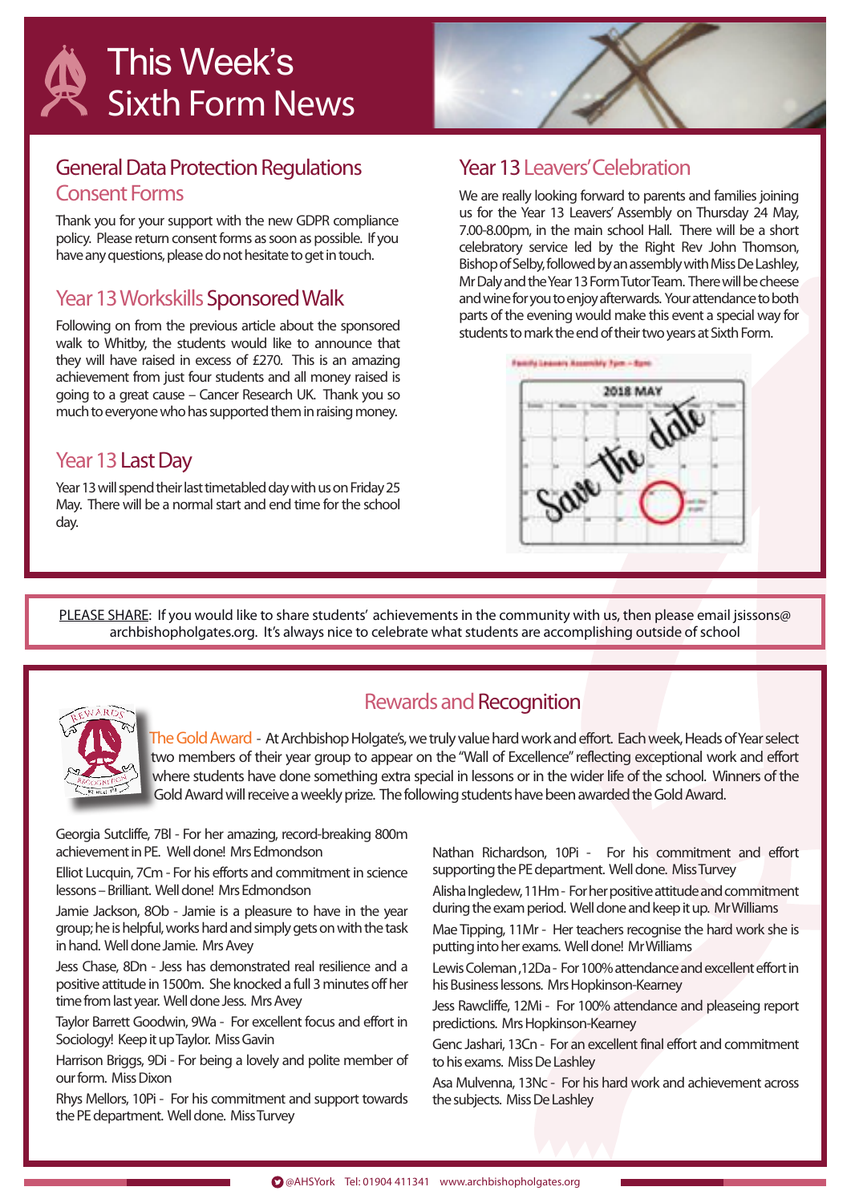# This Week's Sixth Form News

## General Data Protection Regulations Consent Forms

Thank you for your support with the new GDPR compliance policy. Please return consent forms as soon as possible. If you have any questions, please do not hesitate to get in touch.

## Year 13 Workskills Sponsored Walk

Following on from the previous article about the sponsored walk to Whitby, the students would like to announce that they will have raised in excess of £270. This is an amazing achievement from just four students and all money raised is going to a great cause – Cancer Research UK. Thank you so much to everyone who has supported them in raising money.

## Year 13 Last Day

Year 13 will spend their last timetabled day with us on Friday 25 May. There will be a normal start and end time for the school day.

## Year 13 Leavers' Celebration

We are really looking forward to parents and families joining us for the Year 13 Leavers' Assembly on Thursday 24 May, 7.00-8.00pm, in the main school Hall. There will be a short celebratory service led by the Right Rev John Thomson, Bishop of Selby, followed by an assembly with Miss De Lashley, Mr Daly and the Year 13 Form Tutor Team. There will be cheese and wine for you to enjoy afterwards. Your attendance to both parts of the evening would make this event a special way for students to mark the end of their two years at Sixth Form.

Family Leavers Assembly 7pm – 8pm

2018 MAY

Save the date

---

PLEASE SHARE: If you would like to share students' achievements in the community with us, then please email jsissons@archbishopholgates.org. It's always nice to celebrate what students are accomplishing outside of school

---

## Rewards and Recognition

The Gold Award - At Archbishop Holgate's, we truly value hard work and effort. Each week, Heads of Year select two members of their year group to appear on the "Wall of Excellence" reflecting exceptional work and effort where students have done something extra special in lessons or in the wider life of the school. Winners of the Gold Award will receive a weekly prize. The following students have been awarded the Gold Award.

Georgia Sutcliffe, 7Bl - For her amazing, record-breaking 800m achievement in PE. Well done! Mrs Edmondson

Elliot Lucquin, 7Cm - For his efforts and commitment in science lessons – Brilliant. Well done! Mrs Edmondson

Jamie Jackson, 8Ob - Jamie is a pleasure to have in the year group; he is helpful, works hard and simply gets on with the task in hand. Well done Jamie. Mrs Avey

Jess Chase, 8Dn - Jess has demonstrated real resilience and a positive attitude in 1500m. She knocked a full 3 minutes off her time from last year. Well done Jess. Mrs Avey

Taylor Barrett Goodwin, 9Wa - For excellent focus and effort in Sociology! Keep it up Taylor. Miss Gavin

Harrison Briggs, 9Di - For being a lovely and polite member of our form. Miss Dixon

Rhys Mellors, 10Pi - For his commitment and support towards the PE department. Well done. Miss Turvey

Nathan Richardson, 10Pi - For his commitment and effort supporting the PE department. Well done. Miss Turvey

Alisha Ingledew, 11Hm - For her positive attitude and commitment during the exam period. Well done and keep it up. Mr Williams

Mae Tipping, 11Mr - Her teachers recognise the hard work she is putting into her exams. Well done! Mr Williams

Lewis Coleman ,12Da - For 100% attendance and excellent effort in his Business lessons. Mrs Hopkinson-Kearney

Jess Rawcliffe, 12Mi - For 100% attendance and pleaseing report predictions. Mrs Hopkinson-Kearney

Genc Jashari, 13Cn - For an excellent final effort and commitment to his exams. Miss De Lashley

Asa Mulvenna, 13Nc - For his hard work and achievement across the subjects. Miss De Lashley

@AHSYork Tel: 01904 411341 www.archbishopholgates.org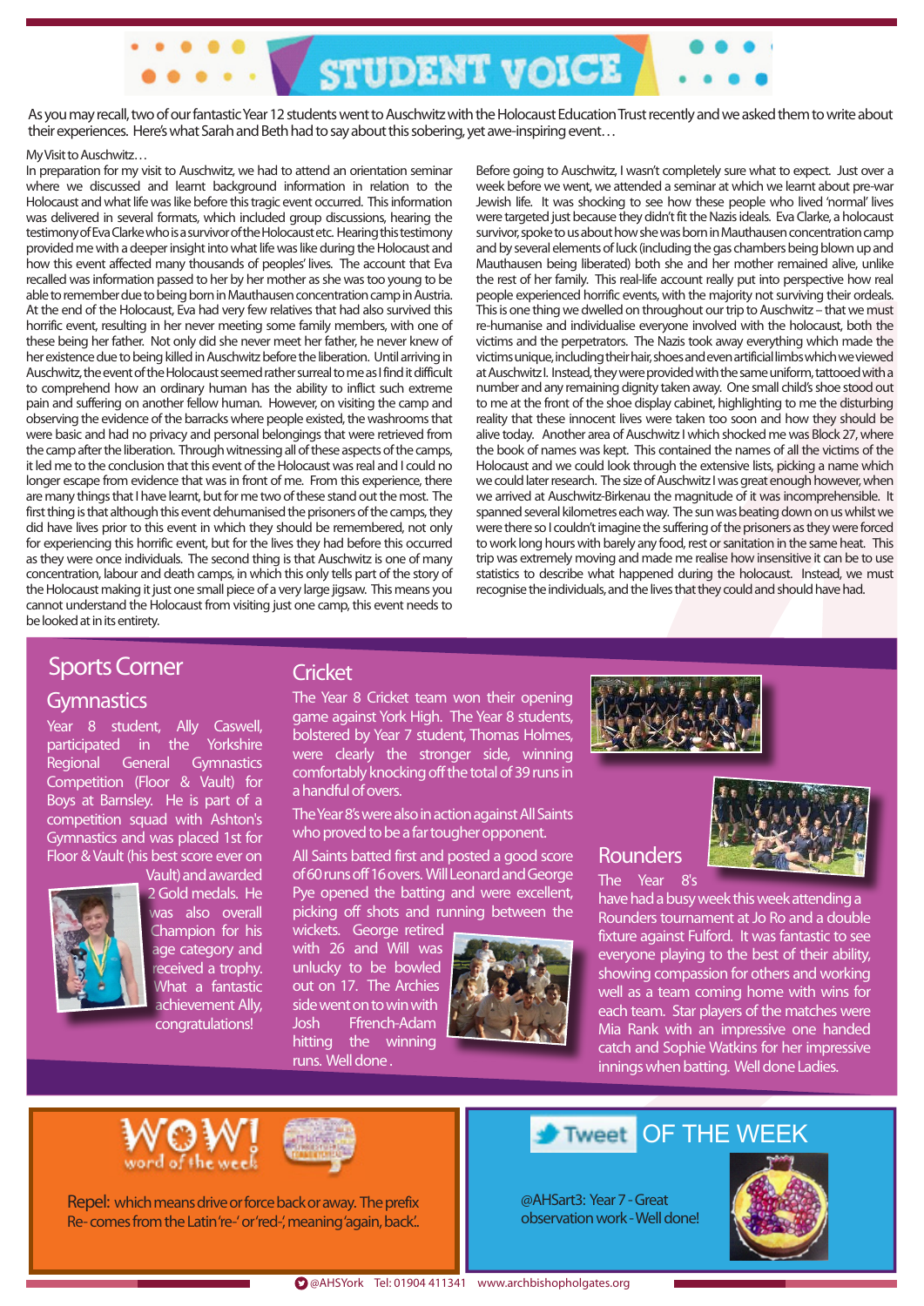# STUDENT VOICE

As you may recall, two of our fantastic Year 12 students went to Auschwitz with the Holocaust Education Trust recently and we asked them to write about their experiences. Here's what Sarah and Beth had to say about this sobering, yet awe-inspiring event…

My Visit to Auschwitz…

In preparation for my visit to Auschwitz, we had to attend an orientation seminar where we discussed and learnt background information in relation to the Holocaust and what life was like before this tragic event occurred. This information was delivered in several formats, which included group discussions, hearing the testimony of Eva Clarke who is a survivor of the Holocaust etc. Hearing this testimony provided me with a deeper insight into what life was like during the Holocaust and how this event affected many thousands of peoples' lives. The account that Eva recalled was information passed to her by her mother as she was too young to be able to remember due to being born in Mauthausen concentration camp in Austria. At the end of the Holocaust, Eva had very few relatives that had also survived this horrific event, resulting in her never meeting some family members, with one of these being her father. Not only did she never meet her father, he never knew of her existence due to being killed in Auschwitz before the liberation. Until arriving in Auschwitz, the event of the Holocaust seemed rather surreal to me as I find it difficult to comprehend how an ordinary human has the ability to inflict such extreme pain and suffering on another fellow human. However, on visiting the camp and observing the evidence of the barracks where people existed, the washrooms that were basic and had no privacy and personal belongings that were retrieved from the camp after the liberation. Through witnessing all of these aspects of the camps, it led me to the conclusion that this event of the Holocaust was real and I could no longer escape from evidence that was in front of me. From this experience, there are many things that I have learnt, but for me two of these stand out the most. The first thing is that although this event dehumanised the prisoners of the camps, they did have lives prior to this event in which they should be remembered, not only for experiencing this horrific event, but for the lives they had before this occurred as they were once individuals. The second thing is that Auschwitz is one of many concentration, labour and death camps, in which this only tells part of the story of the Holocaust making it just one small piece of a very large jigsaw. This means you cannot understand the Holocaust from visiting just one camp, this event needs to be looked at in its entirety.

Before going to Auschwitz, I wasn't completely sure what to expect. Just over a week before we went, we attended a seminar at which we learnt about pre-war Jewish life. It was shocking to see how these people who lived 'normal' lives were targeted just because they didn't fit the Nazis ideals. Eva Clarke, a holocaust survivor, spoke to us about how she was born in Mauthausen concentration camp and by several elements of luck (including the gas chambers being blown up and Mauthausen being liberated) both she and her mother remained alive, unlike the rest of her family. This real-life account really put into perspective how real people experienced horrific events, with the majority not surviving their ordeals. This is one thing we dwelled on throughout our trip to Auschwitz – that we must re-humanise and individualise everyone involved with the holocaust, both the victims and the perpetrators. The Nazis took away everything which made the victims unique, including their hair, shoes and even artificial limbs which we viewed at Auschwitz I. Instead, they were provided with the same uniform, tattooed with a number and any remaining dignity taken away. One small child's shoe stood out to me at the front of the shoe display cabinet, highlighting to me the disturbing reality that these innocent lives were taken too soon and how they should be alive today. Another area of Auschwitz I which shocked me was Block 27, where the book of names was kept. This contained the names of all the victims of the Holocaust and we could look through the extensive lists, picking a name which we could later research. The size of Auschwitz I was great enough however, when we arrived at Auschwitz-Birkenau the magnitude of it was incomprehensible. It spanned several kilometres each way. The sun was beating down on us whilst we were there so I couldn't imagine the suffering of the prisoners as they were forced to work long hours with barely any food, rest or sanitation in the same heat. This trip was extremely moving and made me realise how insensitive it can be to use statistics to describe what happened during the holocaust. Instead, we must recognise the individuals, and the lives that they could and should have had.

## Sports Corner

### Gymnastics

Year 8 student, Ally Caswell, participated in the Yorkshire Regional General Gymnastics Competition (Floor & Vault) for Boys at Barnsley. He is part of a competition squad with Ashton's Gymnastics and was placed 1st for Floor & Vault (his best score ever on Vault) and awarded 2 Gold medals. He was also overall Champion for his age category and received a trophy. What a fantastic achievement Ally, congratulations!

### Cricket

The Year 8 Cricket team won their opening game against York High. The Year 8 students, bolstered by Year 7 student, Thomas Holmes, were clearly the stronger side, winning comfortably knocking off the total of 39 runs in a handful of overs.

The Year 8's were also in action against All Saints who proved to be a far tougher opponent.

All Saints batted first and posted a good score of 60 runs off 16 overs. Will Leonard and George Pye opened the batting and were excellent, picking off shots and running between the wickets. George retired with 26 and Will was unlucky to be bowled out on 17. The Archies side went on to win with Josh Ffrench-Adam hitting the winning runs. Well done.

### Rounders

The Year 8's have had a busy week this week attending a Rounders tournament at Jo Ro and a double fixture against Fulford. It was fantastic to see everyone playing to the best of their ability, showing compassion for others and working well as a team coming home with wins for each team. Star players of the matches were Mia Rank with an impressive one handed catch and Sophie Watkins for her impressive innings when batting. Well done Ladies.

## WOW! word of the week

Repel: which means drive or force back or away. The prefix Re- comes from the Latin 're-' or 'red-', meaning 'again, back'.

## Tweet OF THE WEEK

@AHSart3: Year 7 - Great observation work - Well done!

@AHSYork Tel: 01904 411341 www.archbishopholgates.org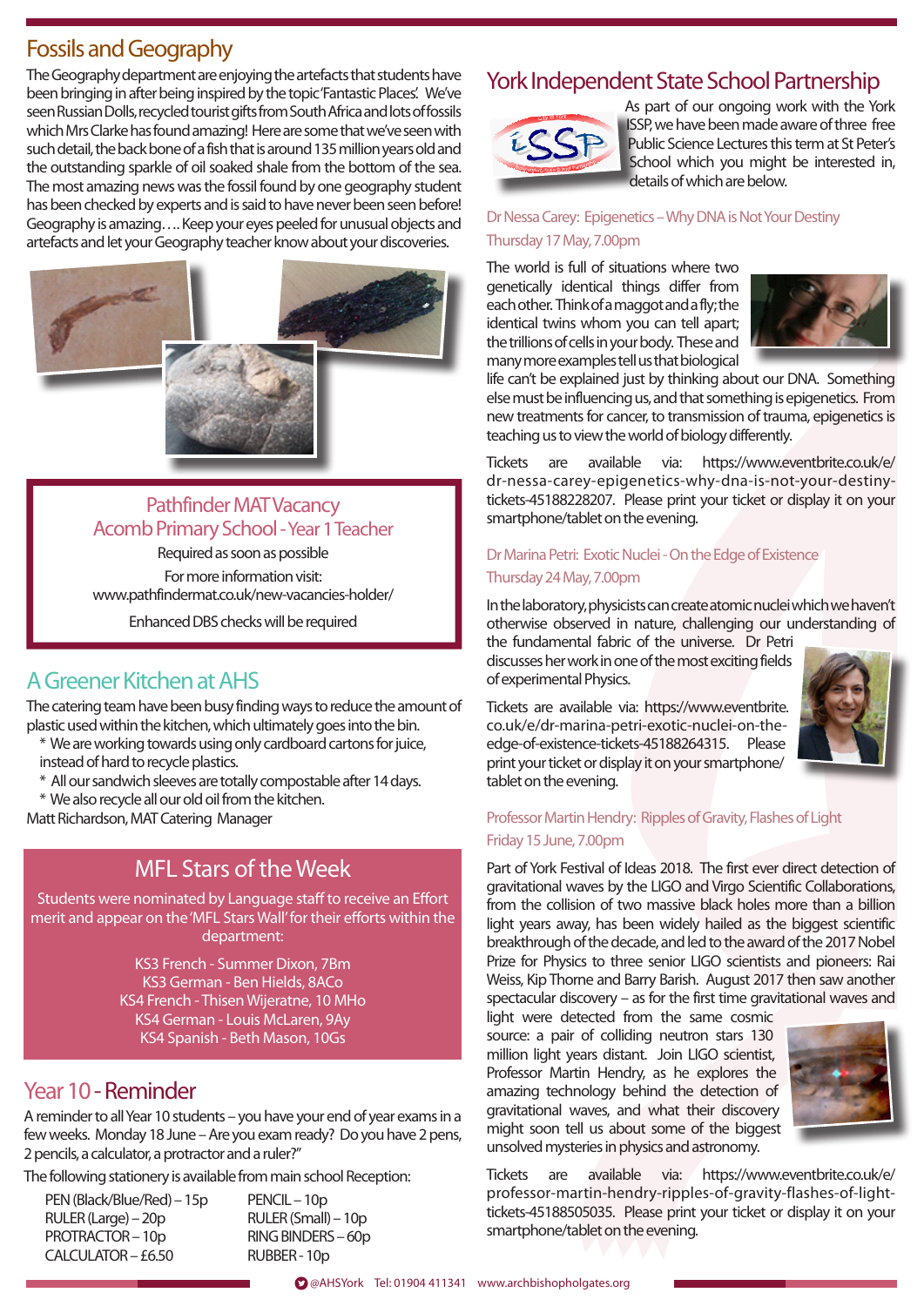## Fossils and Geography

The Geography department are enjoying the artefacts that students have been bringing in after being inspired by the topic 'Fantastic Places'. We've seen Russian Dolls, recycled tourist gifts from South Africa and lots of fossils which Mrs Clarke has found amazing! Here are some that we've seen with such detail, the back bone of a fish that is around 135 million years old and the outstanding sparkle of oil soaked shale from the bottom of the sea. The most amazing news was the fossil found by one geography student has been checked by experts and is said to have never been seen before! Geography is amazing…. Keep your eyes peeled for unusual objects and artefacts and let your Geography teacher know about your discoveries.

### Pathfinder MAT Vacancy
### Acomb Primary School - Year 1 Teacher

Required as soon as possible

For more information visit:
www.pathfindermat.co.uk/new-vacancies-holder/

Enhanced DBS checks will be required

## A Greener Kitchen at AHS

The catering team have been busy finding ways to reduce the amount of plastic used within the kitchen, which ultimately goes into the bin.

* We are working towards using only cardboard cartons for juice, instead of hard to recycle plastics.
* All our sandwich sleeves are totally compostable after 14 days.
* We also recycle all our old oil from the kitchen.

Matt Richardson, MAT Catering Manager

## MFL Stars of the Week

Students were nominated by Language staff to receive an Effort merit and appear on the 'MFL Stars Wall' for their efforts within the department:

KS3 French - Summer Dixon, 7Bm
KS3 German - Ben Hields, 8ACo
KS4 French - Thisen Wijeratne, 10 MHo
KS4 German - Louis McLaren, 9Ay
KS4 Spanish - Beth Mason, 10Gs

## Year 10 - Reminder

A reminder to all Year 10 students – you have your end of year exams in a few weeks. Monday 18 June – Are you exam ready? Do you have 2 pens, 2 pencils, a calculator, a protractor and a ruler?"

The following stationery is available from main school Reception:

| | |
|---|---|
| PEN (Black/Blue/Red) – 15p | PENCIL – 10p |
| RULER (Large) – 20p | RULER (Small) – 10p |
| PROTRACTOR – 10p | RING BINDERS – 60p |
| CALCULATOR – £6.50 | RUBBER - 10p |

## York Independent State School Partnership

As part of our ongoing work with the York ISSP, we have been made aware of three free Public Science Lectures this term at St Peter's School which you might be interested in, details of which are below.

### Dr Nessa Carey: Epigenetics – Why DNA is Not Your Destiny
### Thursday 17 May, 7.00pm

The world is full of situations where two genetically identical things differ from each other. Think of a maggot and a fly; the identical twins whom you can tell apart; the trillions of cells in your body. These and many more examples tell us that biological life can't be explained just by thinking about our DNA. Something else must be influencing us, and that something is epigenetics. From new treatments for cancer, to transmission of trauma, epigenetics is teaching us to view the world of biology differently.

Tickets are available via: https://www.eventbrite.co.uk/e/dr-nessa-carey-epigenetics-why-dna-is-not-your-destiny-tickets-45188228207. Please print your ticket or display it on your smartphone/tablet on the evening.

### Dr Marina Petri: Exotic Nuclei - On the Edge of Existence
### Thursday 24 May, 7.00pm

In the laboratory, physicists can create atomic nuclei which we haven't otherwise observed in nature, challenging our understanding of the fundamental fabric of the universe. Dr Petri discusses her work in one of the most exciting fields of experimental Physics.

Tickets are available via: https://www.eventbrite.co.uk/e/dr-marina-petri-exotic-nuclei-on-the-edge-of-existence-tickets-45188264315. Please print your ticket or display it on your smartphone/tablet on the evening.

### Professor Martin Hendry: Ripples of Gravity, Flashes of Light
### Friday 15 June, 7.00pm

Part of York Festival of Ideas 2018. The first ever direct detection of gravitational waves by the LIGO and Virgo Scientific Collaborations, from the collision of two massive black holes more than a billion light years away, has been widely hailed as the biggest scientific breakthrough of the decade, and led to the award of the 2017 Nobel Prize for Physics to three senior LIGO scientists and pioneers: Rai Weiss, Kip Thorne and Barry Barish. August 2017 then saw another spectacular discovery – as for the first time gravitational waves and light were detected from the same cosmic source: a pair of colliding neutron stars 130 million light years distant. Join LIGO scientist, Professor Martin Hendry, as he explores the amazing technology behind the detection of gravitational waves, and what their discovery might soon tell us about some of the biggest unsolved mysteries in physics and astronomy.

Tickets are available via: https://www.eventbrite.co.uk/e/professor-martin-hendry-ripples-of-gravity-flashes-of-light-tickets-45188505035. Please print your ticket or display it on your smartphone/tablet on the evening.